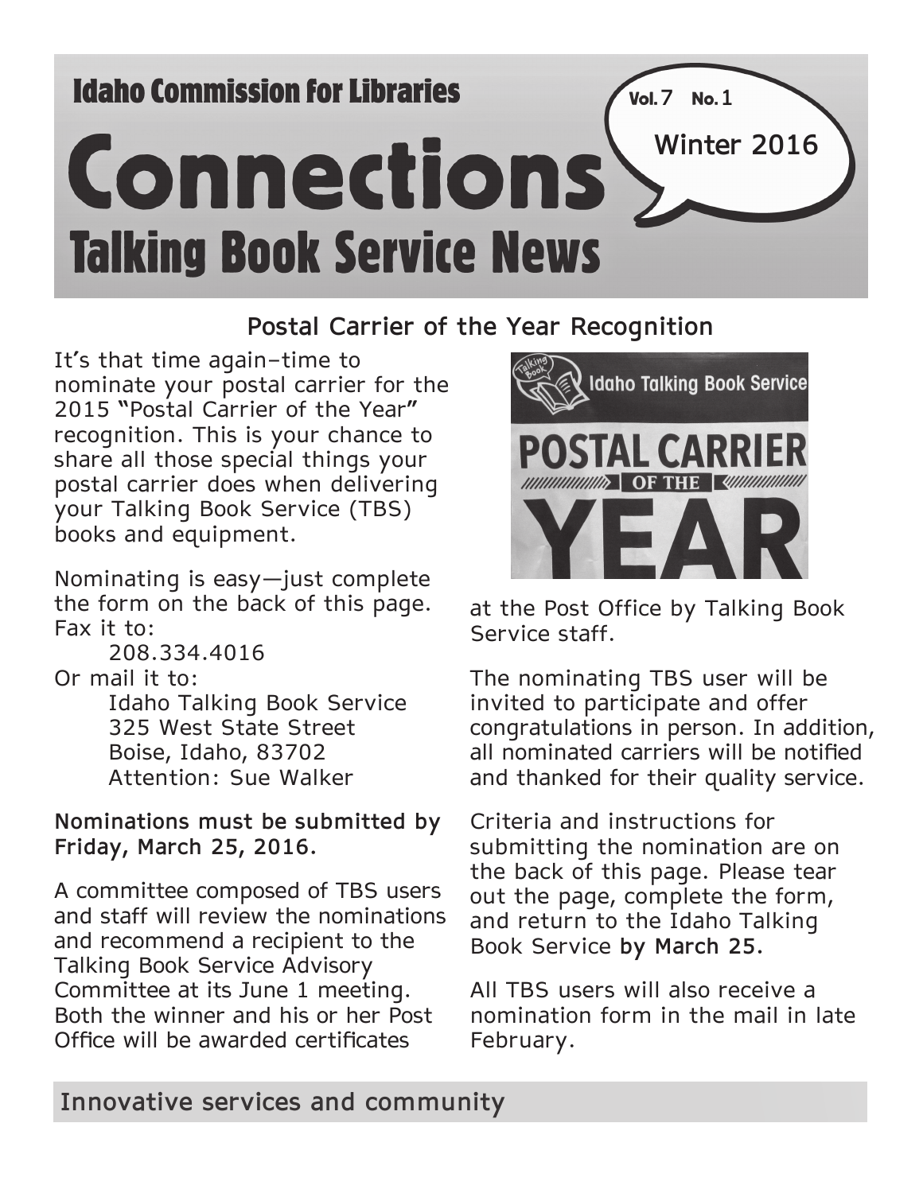Idaho Commission for Libraries

# Connections

## Talking Book Service News

Vol. 7 No. 1

Winter 2016

### Postal Carrier of the Year Recognition

It's that time again–time to nominate your postal carrier for the 2015 "Postal Carrier of the Year" recognition. This is your chance to share all those special things your postal carrier does when delivering your Talking Book Service (TBS) books and equipment.

Nominating is easy—just complete the form on the back of this page. Fax it to:

208.334.4016

Or mail it to:

Idaho Talking Book Service
325 West State Street
Boise, Idaho, 83702
Attention: Sue Walker

**Nominations must be submitted by Friday, March 25, 2016.**

A committee composed of TBS users and staff will review the nominations and recommend a recipient to the Talking Book Service Advisory Committee at its June 1 meeting. Both the winner and his or her Post Office will be awarded certificates at the Post Office by Talking Book Service staff.

The nominating TBS user will be invited to participate and offer congratulations in person. In addition, all nominated carriers will be notified and thanked for their quality service.

Criteria and instructions for submitting the nomination are on the back of this page. Please tear out the page, complete the form, and return to the Idaho Talking Book Service **by March 25.**

All TBS users will also receive a nomination form in the mail in late February.

Innovative services and community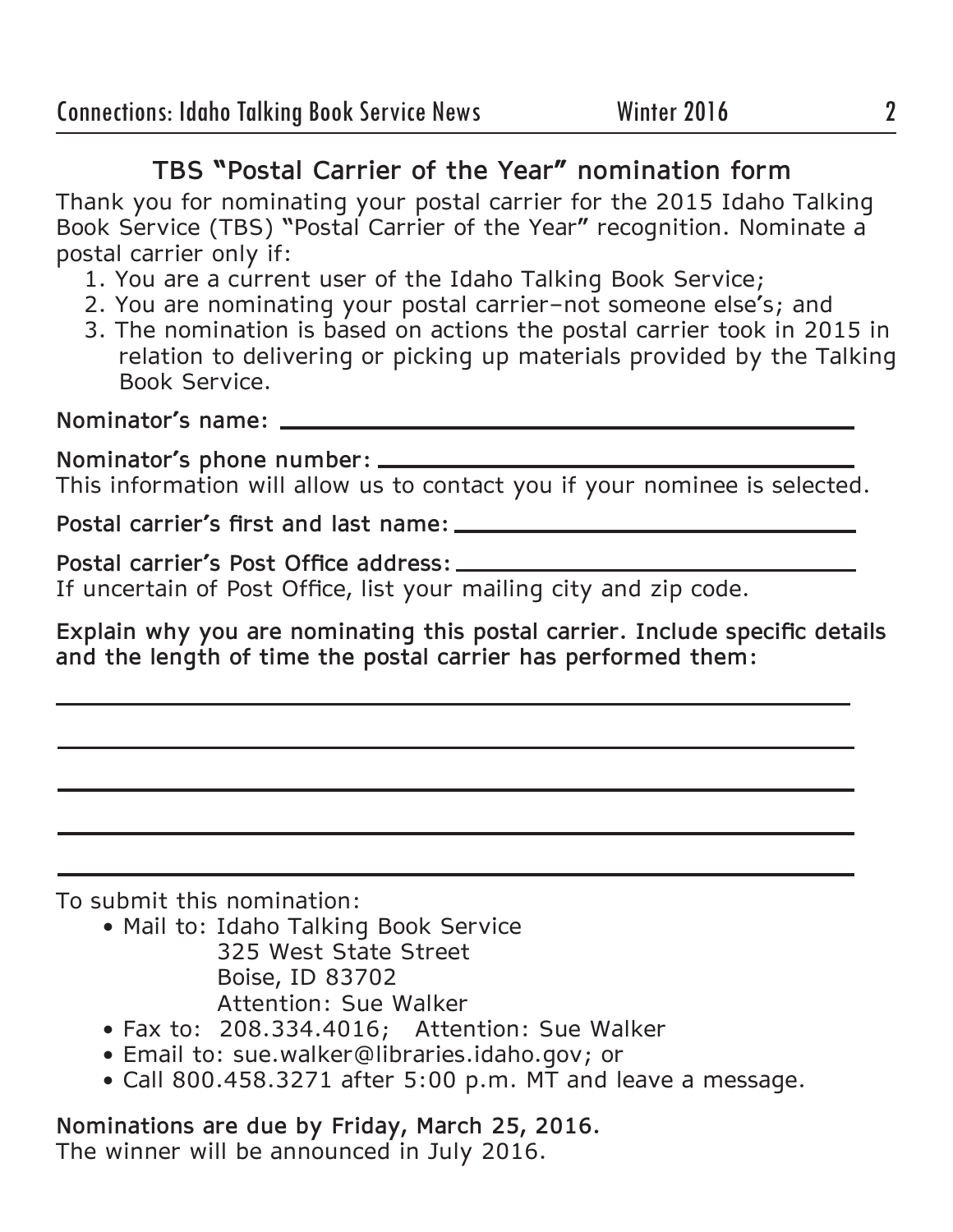## TBS "Postal Carrier of the Year" nomination form

Thank you for nominating your postal carrier for the 2015 Idaho Talking Book Service (TBS) "Postal Carrier of the Year" recognition. Nominate a postal carrier only if:

1. You are a current user of the Idaho Talking Book Service;
2. You are nominating your postal carrier–not someone else's; and
3. The nomination is based on actions the postal carrier took in 2015 in relation to delivering or picking up materials provided by the Talking Book Service.

**Nominator's name:** ______________________________

**Nominator's phone number:** ______________________________

This information will allow us to contact you if your nominee is selected.

**Postal carrier's first and last name:** ______________________________

**Postal carrier's Post Office address:** ______________________________

If uncertain of Post Office, list your mailing city and zip code.

**Explain why you are nominating this postal carrier. Include specific details and the length of time the postal carrier has performed them:**

______________________________

______________________________

______________________________

______________________________

______________________________

To submit this nomination:

- Mail to: Idaho Talking Book Service
  325 West State Street
  Boise, ID 83702
  Attention: Sue Walker
- Fax to: 208.334.4016; Attention: Sue Walker
- Email to: sue.walker@libraries.idaho.gov; or
- Call 800.458.3271 after 5:00 p.m. MT and leave a message.

**Nominations are due by Friday, March 25, 2016.**
The winner will be announced in July 2016.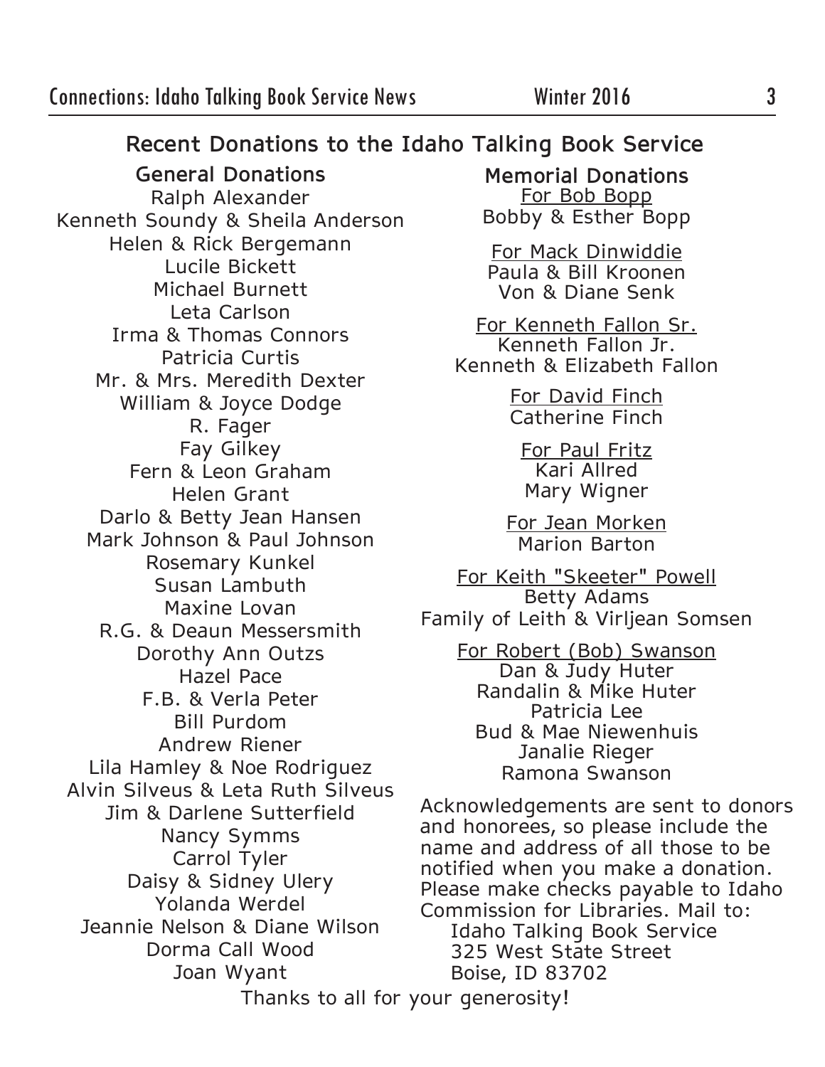## Recent Donations to the Idaho Talking Book Service

### General Donations

Ralph Alexander
Kenneth Soundy & Sheila Anderson
Helen & Rick Bergemann
Lucile Bickett
Michael Burnett
Leta Carlson
Irma & Thomas Connors
Patricia Curtis
Mr. & Mrs. Meredith Dexter
William & Joyce Dodge
R. Fager
Fay Gilkey
Fern & Leon Graham
Helen Grant
Darlo & Betty Jean Hansen
Mark Johnson & Paul Johnson
Rosemary Kunkel
Susan Lambuth
Maxine Lovan
R.G. & Deaun Messersmith
Dorothy Ann Outzs
Hazel Pace
F.B. & Verla Peter
Bill Purdom
Andrew Riener
Lila Hamley & Noe Rodriguez
Alvin Silveus & Leta Ruth Silveus
Jim & Darlene Sutterfield
Nancy Symms
Carrol Tyler
Daisy & Sidney Ulery
Yolanda Werdel
Jeannie Nelson & Diane Wilson
Dorma Call Wood
Joan Wyant

### Memorial Donations

For Bob Bopp
Bobby & Esther Bopp

For Mack Dinwiddie
Paula & Bill Kroonen
Von & Diane Senk

For Kenneth Fallon Sr.
Kenneth Fallon Jr.
Kenneth & Elizabeth Fallon

For David Finch
Catherine Finch

For Paul Fritz
Kari Allred
Mary Wigner

For Jean Morken
Marion Barton

For Keith "Skeeter" Powell
Betty Adams
Family of Leith & Virljean Somsen

For Robert (Bob) Swanson
Dan & Judy Huter
Randalin & Mike Huter
Patricia Lee
Bud & Mae Niewenhuis
Janalie Rieger
Ramona Swanson

Acknowledgements are sent to donors and honorees, so please include the name and address of all those to be notified when you make a donation. Please make checks payable to Idaho Commission for Libraries. Mail to:

Idaho Talking Book Service
325 West State Street
Boise, ID 83702

Thanks to all for your generosity!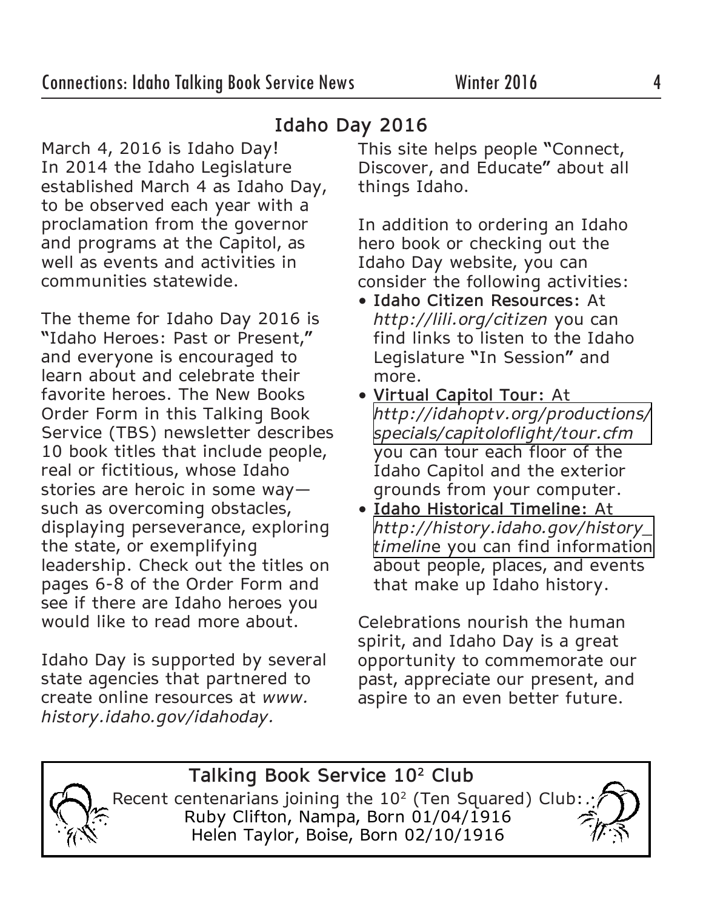## Idaho Day 2016

March 4, 2016 is Idaho Day! In 2014 the Idaho Legislature established March 4 as Idaho Day, to be observed each year with a proclamation from the governor and programs at the Capitol, as well as events and activities in communities statewide.

The theme for Idaho Day 2016 is "Idaho Heroes: Past or Present," and everyone is encouraged to learn about and celebrate their favorite heroes. The New Books Order Form in this Talking Book Service (TBS) newsletter describes 10 book titles that include people, real or fictitious, whose Idaho stories are heroic in some way—such as overcoming obstacles, displaying perseverance, exploring the state, or exemplifying leadership. Check out the titles on pages 6-8 of the Order Form and see if there are Idaho heroes you would like to read more about.

Idaho Day is supported by several state agencies that partnered to create online resources at *www.history.idaho.gov/idahoday.* This site helps people "Connect, Discover, and Educate" about all things Idaho.

In addition to ordering an Idaho hero book or checking out the Idaho Day website, you can consider the following activities:

- **Idaho Citizen Resources:** At *http://lili.org/citizen* you can find links to listen to the Idaho Legislature "In Session" and more.
- **Virtual Capitol Tour:** At *http://idahoptv.org/productions/specials/capitoloflight/tour.cfm* you can tour each floor of the Idaho Capitol and the exterior grounds from your computer.
- **Idaho Historical Timeline:** At *http://history.idaho.gov/history_timeline* you can find information about people, places, and events that make up Idaho history.

Celebrations nourish the human spirit, and Idaho Day is a great opportunity to commemorate our past, appreciate our present, and aspire to an even better future.

## Talking Book Service $10^2$ Club

Recent centenarians joining the $10^2$ (Ten Squared) Club:

Ruby Clifton, Nampa, Born 01/04/1916

Helen Taylor, Boise, Born 02/10/1916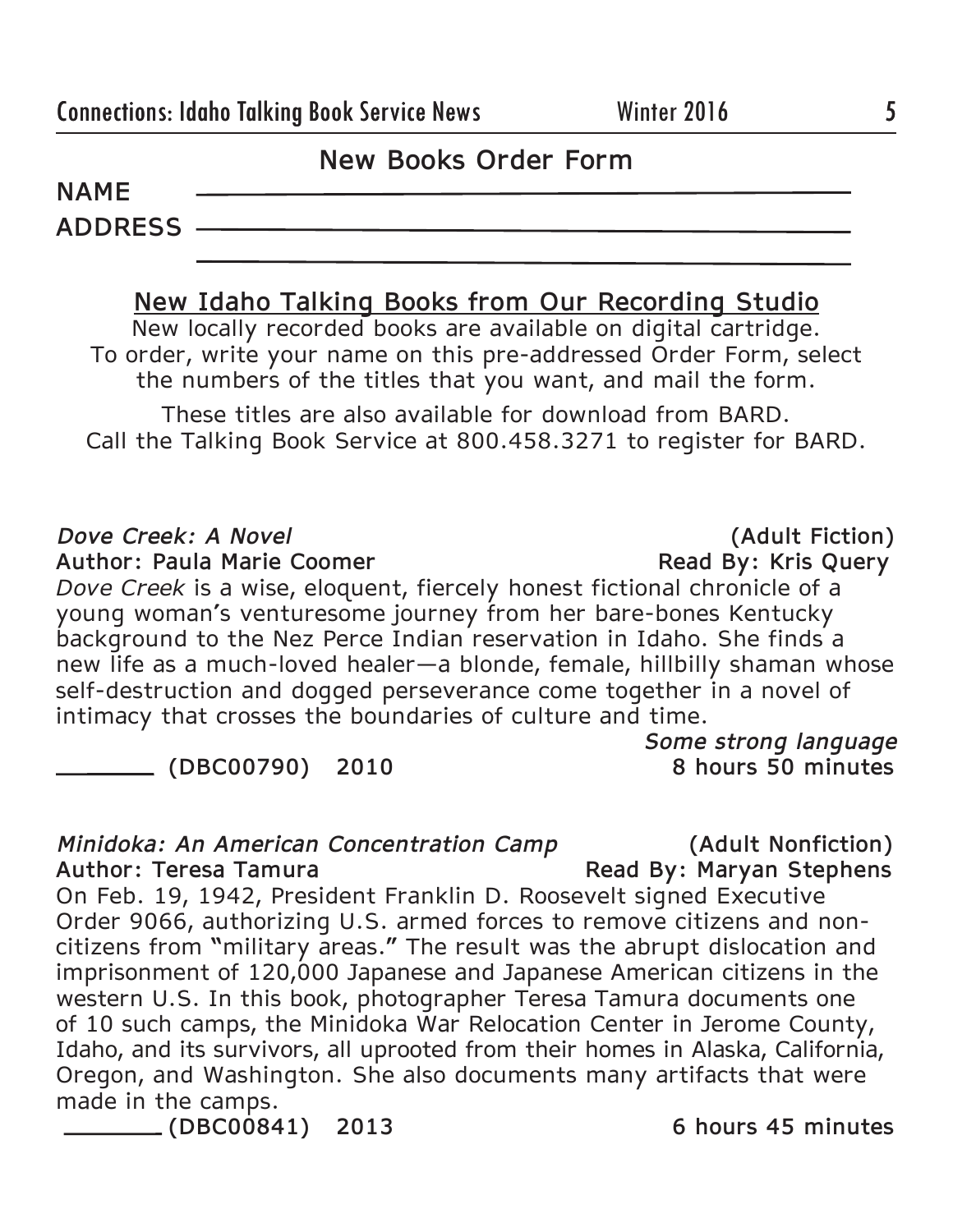## New Books Order Form

**NAME** ____________________________________________

**ADDRESS** ____________________________________________

____________________________________________

### New Idaho Talking Books from Our Recording Studio

New locally recorded books are available on digital cartridge. To order, write your name on this pre-addressed Order Form, select the numbers of the titles that you want, and mail the form.

These titles are also available for download from BARD. Call the Talking Book Service at 800.458.3271 to register for BARD.

***Dove Creek: A Novel*** **(Adult Fiction)**
**Author: Paula Marie Coomer** **Read By: Kris Query**

*Dove Creek* is a wise, eloquent, fiercely honest fictional chronicle of a young woman's venturesome journey from her bare-bones Kentucky background to the Nez Perce Indian reservation in Idaho. She finds a new life as a much-loved healer—a blonde, female, hillbilly shaman whose self-destruction and dogged perseverance come together in a novel of intimacy that crosses the boundaries of culture and time.

***Some strong language***

**_______ (DBC00790) 2010** **8 hours 50 minutes**

***Minidoka: An American Concentration Camp*** **(Adult Nonfiction)**
**Author: Teresa Tamura** **Read By: Maryan Stephens**

On Feb. 19, 1942, President Franklin D. Roosevelt signed Executive Order 9066, authorizing U.S. armed forces to remove citizens and non-citizens from "military areas." The result was the abrupt dislocation and imprisonment of 120,000 Japanese and Japanese American citizens in the western U.S. In this book, photographer Teresa Tamura documents one of 10 such camps, the Minidoka War Relocation Center in Jerome County, Idaho, and its survivors, all uprooted from their homes in Alaska, California, Oregon, and Washington. She also documents many artifacts that were made in the camps.

**_______ (DBC00841) 2013** **6 hours 45 minutes**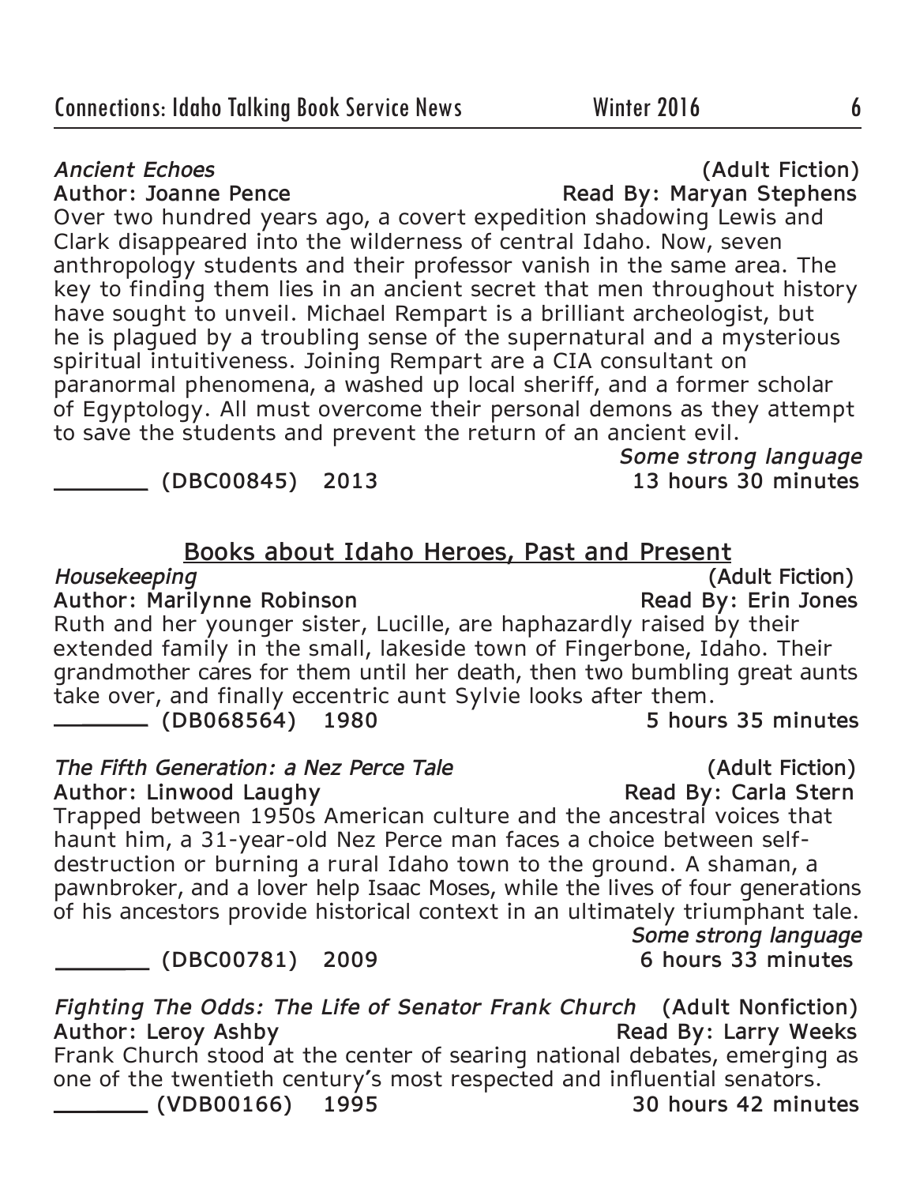*Ancient Echoes* (Adult Fiction)

**Author: Joanne Pence** **Read By: Maryan Stephens**

Over two hundred years ago, a covert expedition shadowing Lewis and Clark disappeared into the wilderness of central Idaho. Now, seven anthropology students and their professor vanish in the same area. The key to finding them lies in an ancient secret that men throughout history have sought to unveil. Michael Rempart is a brilliant archeologist, but he is plagued by a troubling sense of the supernatural and a mysterious spiritual intuitiveness. Joining Rempart are a CIA consultant on paranormal phenomena, a washed up local sheriff, and a former scholar of Egyptology. All must overcome their personal demons as they attempt to save the students and prevent the return of an ancient evil.

*Some strong language*

**_______ (DBC00845) 2013** **13 hours 30 minutes**

## Books about Idaho Heroes, Past and Present

*Housekeeping* (Adult Fiction)

**Author: Marilynne Robinson** **Read By: Erin Jones**

Ruth and her younger sister, Lucille, are haphazardly raised by their extended family in the small, lakeside town of Fingerbone, Idaho. Their grandmother cares for them until her death, then two bumbling great aunts take over, and finally eccentric aunt Sylvie looks after them.

**_______ (DB068564) 1980** **5 hours 35 minutes**

*The Fifth Generation: a Nez Perce Tale* (Adult Fiction)

**Author: Linwood Laughy** **Read By: Carla Stern**

Trapped between 1950s American culture and the ancestral voices that haunt him, a 31-year-old Nez Perce man faces a choice between self-destruction or burning a rural Idaho town to the ground. A shaman, a pawnbroker, and a lover help Isaac Moses, while the lives of four generations of his ancestors provide historical context in an ultimately triumphant tale.

*Some strong language*

**_______ (DBC00781) 2009** **6 hours 33 minutes**

*Fighting The Odds: The Life of Senator Frank Church* (Adult Nonfiction)

**Author: Leroy Ashby** **Read By: Larry Weeks**

Frank Church stood at the center of searing national debates, emerging as one of the twentieth century's most respected and influential senators.

**_______ (VDB00166) 1995** **30 hours 42 minutes**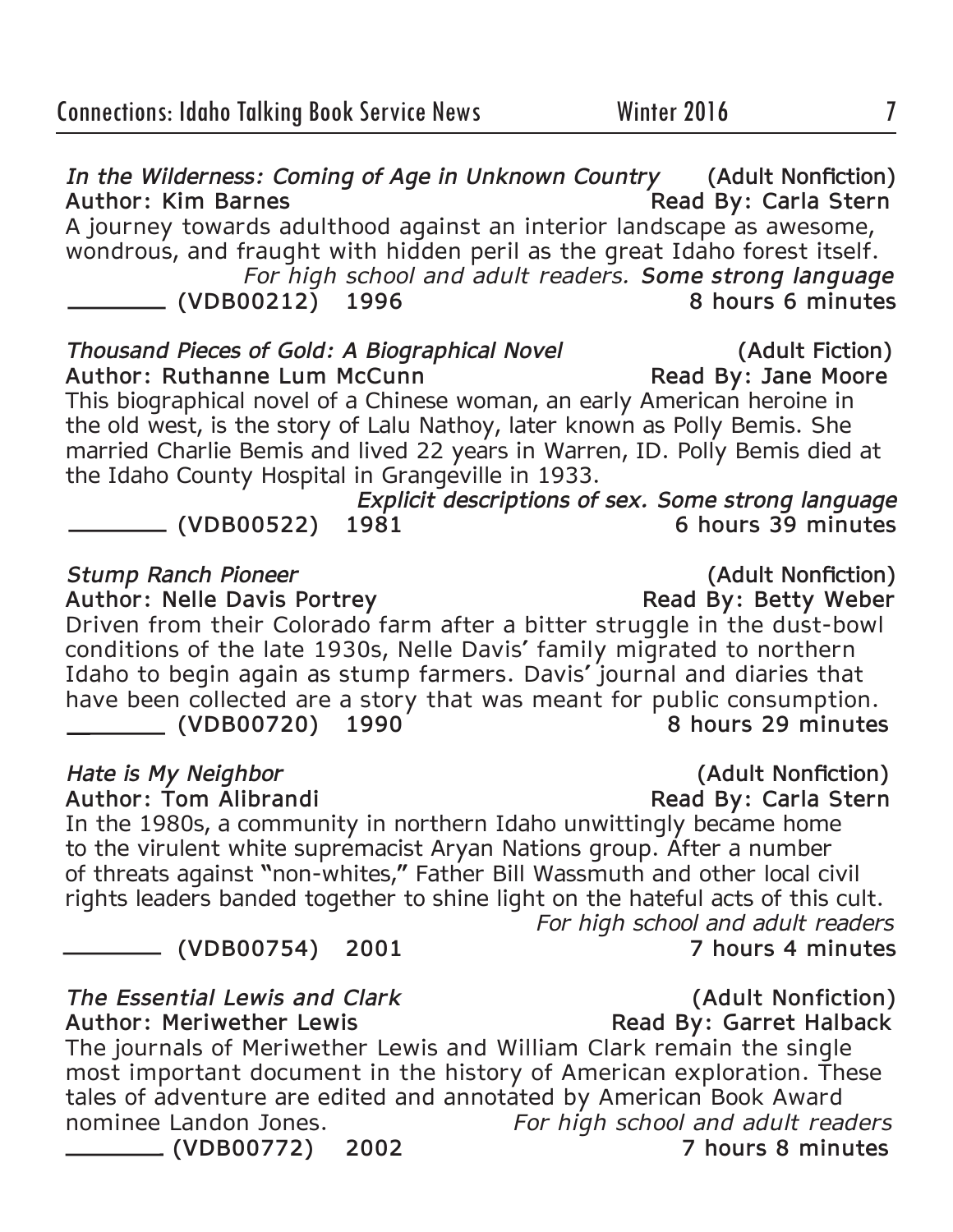*In the Wilderness: Coming of Age in Unknown Country* (Adult Nonfiction)
**Author: Kim Barnes** **Read By: Carla Stern**
A journey towards adulthood against an interior landscape as awesome, wondrous, and fraught with hidden peril as the great Idaho forest itself.
*For high school and adult readers.* ***Some strong language***
_______ **(VDB00212) 1996** **8 hours 6 minutes**

*Thousand Pieces of Gold: A Biographical Novel* (Adult Fiction)
**Author: Ruthanne Lum McCunn** **Read By: Jane Moore**
This biographical novel of a Chinese woman, an early American heroine in the old west, is the story of Lalu Nathoy, later known as Polly Bemis. She married Charlie Bemis and lived 22 years in Warren, ID. Polly Bemis died at the Idaho County Hospital in Grangeville in 1933.
***Explicit descriptions of sex. Some strong language***
_______ **(VDB00522) 1981** **6 hours 39 minutes**

*Stump Ranch Pioneer* (Adult Nonfiction)
**Author: Nelle Davis Portrey** **Read By: Betty Weber**
Driven from their Colorado farm after a bitter struggle in the dust-bowl conditions of the late 1930s, Nelle Davis' family migrated to northern Idaho to begin again as stump farmers. Davis' journal and diaries that have been collected are a story that was meant for public consumption.
_______ **(VDB00720) 1990** **8 hours 29 minutes**

*Hate is My Neighbor* (Adult Nonfiction)
**Author: Tom Alibrandi** **Read By: Carla Stern**
In the 1980s, a community in northern Idaho unwittingly became home to the virulent white supremacist Aryan Nations group. After a number of threats against "non-whites," Father Bill Wassmuth and other local civil rights leaders banded together to shine light on the hateful acts of this cult.
*For high school and adult readers*
_______ **(VDB00754) 2001** **7 hours 4 minutes**

*The Essential Lewis and Clark* (Adult Nonfiction)
**Author: Meriwether Lewis** **Read By: Garret Halback**
The journals of Meriwether Lewis and William Clark remain the single most important document in the history of American exploration. These tales of adventure are edited and annotated by American Book Award nominee Landon Jones. *For high school and adult readers*
_______ **(VDB00772) 2002** **7 hours 8 minutes**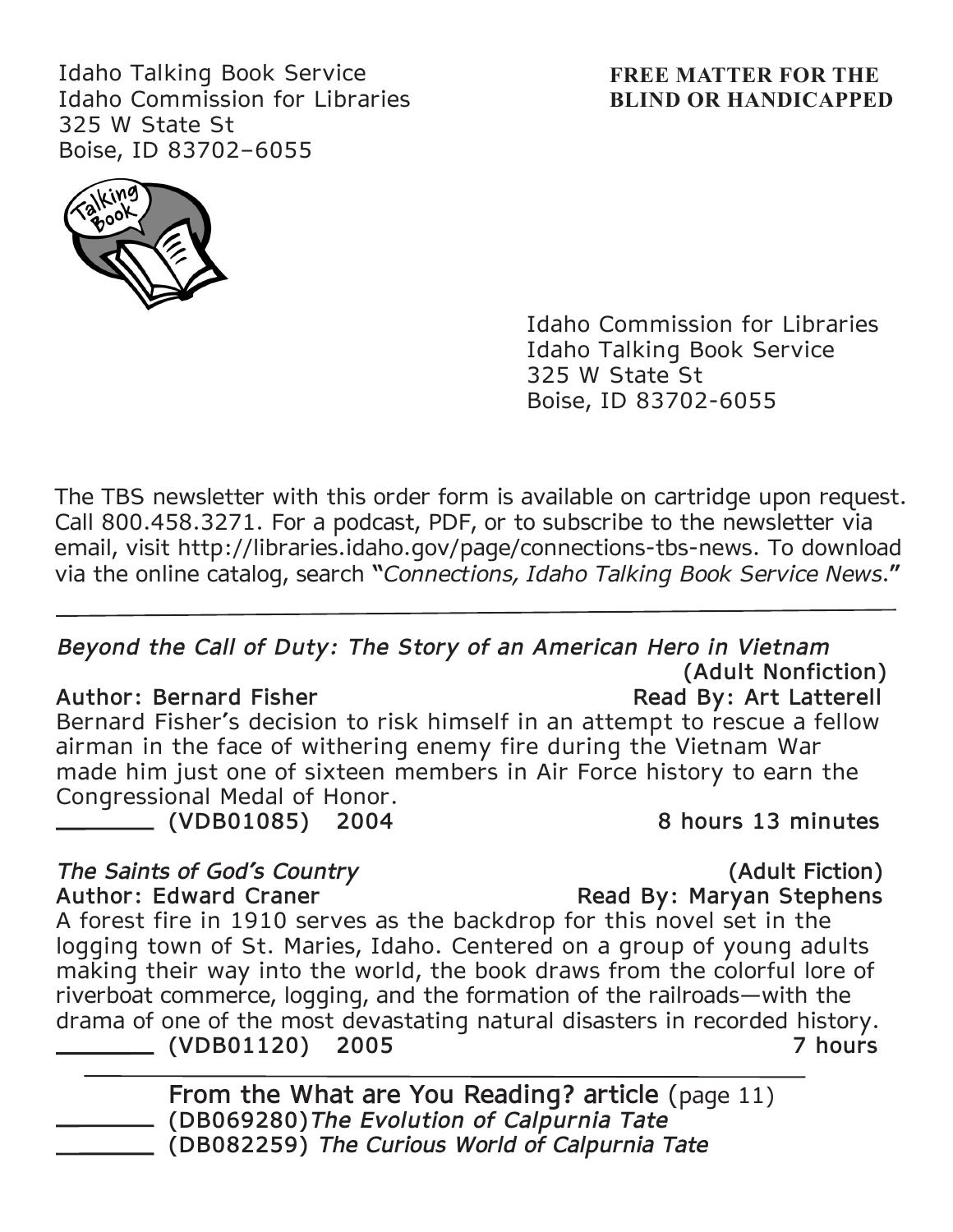Idaho Talking Book Service
Idaho Commission for Libraries
325 W State St
Boise, ID 83702–6055

**FREE MATTER FOR THE BLIND OR HANDICAPPED**

Idaho Commission for Libraries
Idaho Talking Book Service
325 W State St
Boise, ID 83702-6055

The TBS newsletter with this order form is available on cartridge upon request. Call 800.458.3271. For a podcast, PDF, or to subscribe to the newsletter via email, visit http://libraries.idaho.gov/page/connections-tbs-news. To download via the online catalog, search "*Connections, Idaho Talking Book Service News*."

---

*Beyond the Call of Duty: The Story of an American Hero in Vietnam* (Adult Nonfiction)
Author: Bernard Fisher — Read By: Art Latterell
Bernard Fisher's decision to risk himself in an attempt to rescue a fellow airman in the face of withering enemy fire during the Vietnam War made him just one of sixteen members in Air Force history to earn the Congressional Medal of Honor.
_______ (VDB01085) 2004 — 8 hours 13 minutes

*The Saints of God's Country* (Adult Fiction)
Author: Edward Craner — Read By: Maryan Stephens
A forest fire in 1910 serves as the backdrop for this novel set in the logging town of St. Maries, Idaho. Centered on a group of young adults making their way into the world, the book draws from the colorful lore of riverboat commerce, logging, and the formation of the railroads—with the drama of one of the most devastating natural disasters in recorded history.
_______ (VDB01120) 2005 — 7 hours

---

From the What are You Reading? article (page 11)
_______ (DB069280) *The Evolution of Calpurnia Tate*
_______ (DB082259) *The Curious World of Calpurnia Tate*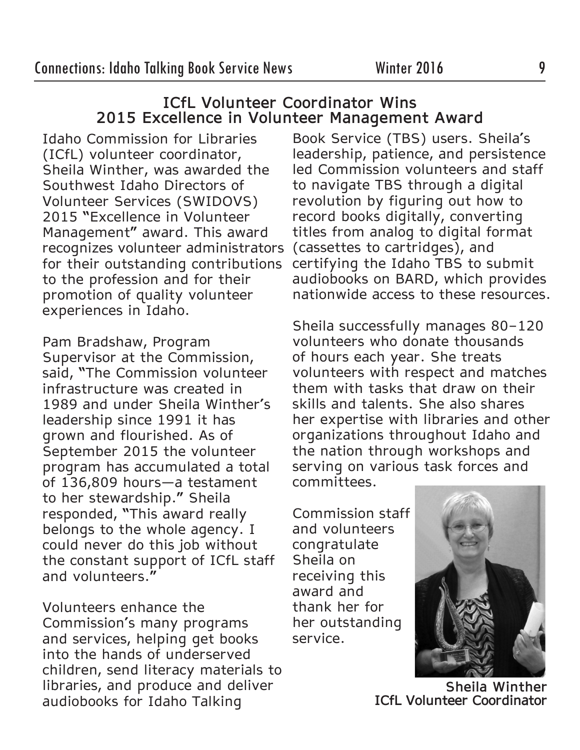## ICfL Volunteer Coordinator Wins 2015 Excellence in Volunteer Management Award

Idaho Commission for Libraries (ICfL) volunteer coordinator, Sheila Winther, was awarded the Southwest Idaho Directors of Volunteer Services (SWIDOVS) 2015 "Excellence in Volunteer Management" award. This award recognizes volunteer administrators for their outstanding contributions to the profession and for their promotion of quality volunteer experiences in Idaho.

Pam Bradshaw, Program Supervisor at the Commission, said, "The Commission volunteer infrastructure was created in 1989 and under Sheila Winther's leadership since 1991 it has grown and flourished. As of September 2015 the volunteer program has accumulated a total of 136,809 hours—a testament to her stewardship." Sheila responded, "This award really belongs to the whole agency. I could never do this job without the constant support of ICfL staff and volunteers."

Volunteers enhance the Commission's many programs and services, helping get books into the hands of underserved children, send literacy materials to libraries, and produce and deliver audiobooks for Idaho Talking Book Service (TBS) users. Sheila's leadership, patience, and persistence led Commission volunteers and staff to navigate TBS through a digital revolution by figuring out how to record books digitally, converting titles from analog to digital format (cassettes to cartridges), and certifying the Idaho TBS to submit audiobooks on BARD, which provides nationwide access to these resources.

Sheila successfully manages 80–120 volunteers who donate thousands of hours each year. She treats volunteers with respect and matches them with tasks that draw on their skills and talents. She also shares her expertise with libraries and other organizations throughout Idaho and the nation through workshops and serving on various task forces and committees.

Commission staff and volunteers congratulate Sheila on receiving this award and thank her for her outstanding service.

**Sheila Winther**
**ICfL Volunteer Coordinator**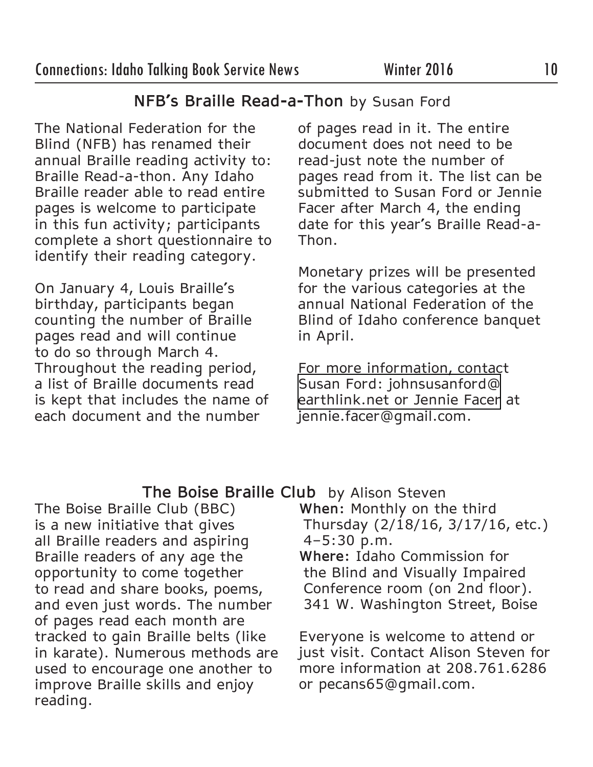## NFB's Braille Read-a-Thon by Susan Ford

The National Federation for the Blind (NFB) has renamed their annual Braille reading activity to: Braille Read-a-thon. Any Idaho Braille reader able to read entire pages is welcome to participate in this fun activity; participants complete a short questionnaire to identify their reading category.

On January 4, Louis Braille's birthday, participants began counting the number of Braille pages read and will continue to do so through March 4. Throughout the reading period, a list of Braille documents read is kept that includes the name of each document and the number of pages read in it. The entire document does not need to be read-just note the number of pages read from it. The list can be submitted to Susan Ford or Jennie Facer after March 4, the ending date for this year's Braille Read-a-Thon.

Monetary prizes will be presented for the various categories at the annual National Federation of the Blind of Idaho conference banquet in April.

For more information, contact Susan Ford: johnsusanford@earthlink.net or Jennie Facer at jennie.facer@gmail.com.

## The Boise Braille Club by Alison Steven

The Boise Braille Club (BBC) is a new initiative that gives all Braille readers and aspiring Braille readers of any age the opportunity to come together to read and share books, poems, and even just words. The number of pages read each month are tracked to gain Braille belts (like in karate). Numerous methods are used to encourage one another to improve Braille skills and enjoy reading.

**When:** Monthly on the third Thursday (2/18/16, 3/17/16, etc.) 4–5:30 p.m.

**Where:** Idaho Commission for the Blind and Visually Impaired Conference room (on 2nd floor). 341 W. Washington Street, Boise

Everyone is welcome to attend or just visit. Contact Alison Steven for more information at 208.761.6286 or pecans65@gmail.com.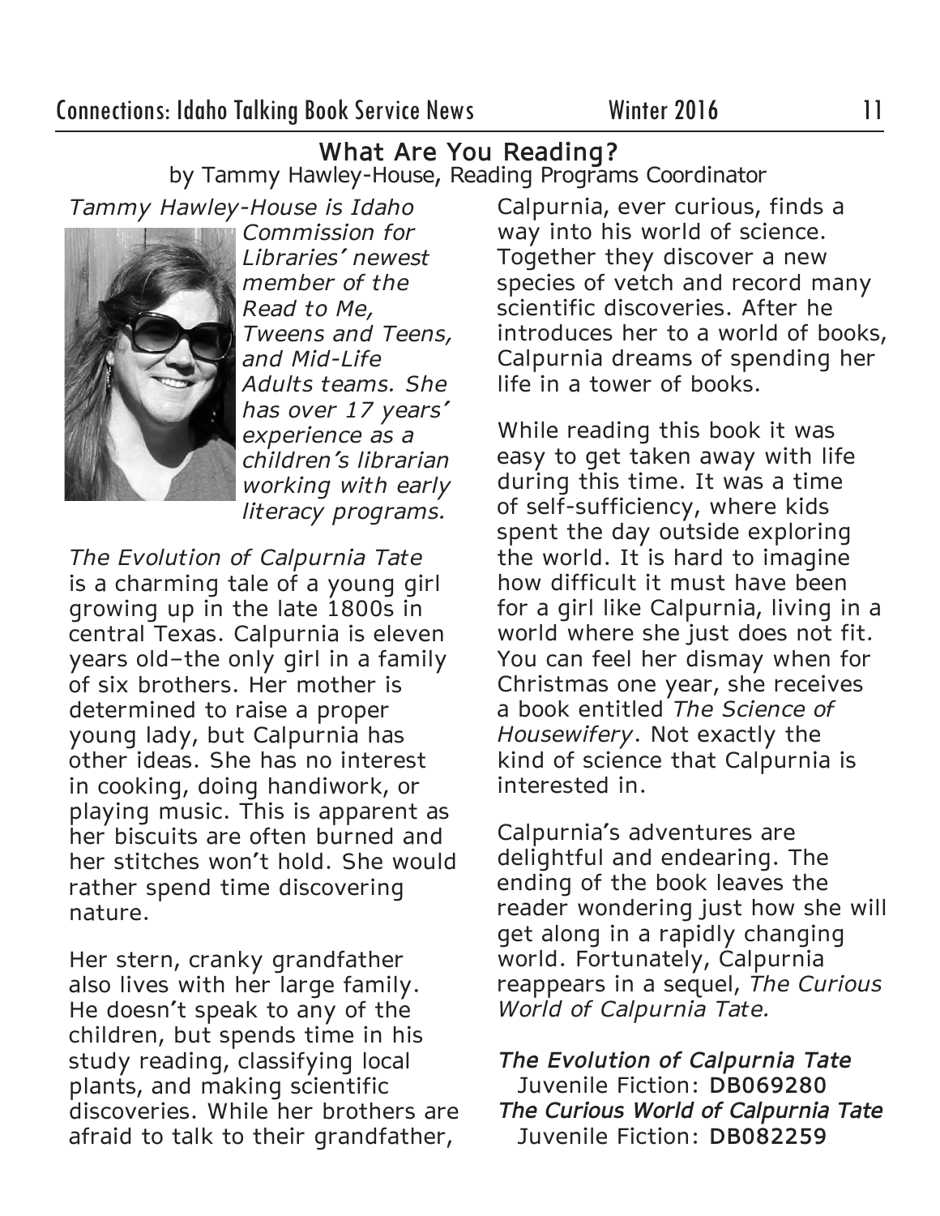## What Are You Reading?

by Tammy Hawley-House, Reading Programs Coordinator

*Tammy Hawley-House is Idaho Commission for Libraries' newest member of the Read to Me, Tweens and Teens, and Mid-Life Adults teams. She has over 17 years' experience as a children's librarian working with early literacy programs.*

*The Evolution of Calpurnia Tate* is a charming tale of a young girl growing up in the late 1800s in central Texas. Calpurnia is eleven years old–the only girl in a family of six brothers. Her mother is determined to raise a proper young lady, but Calpurnia has other ideas. She has no interest in cooking, doing handiwork, or playing music. This is apparent as her biscuits are often burned and her stitches won't hold. She would rather spend time discovering nature.

Her stern, cranky grandfather also lives with her large family. He doesn't speak to any of the children, but spends time in his study reading, classifying local plants, and making scientific discoveries. While her brothers are afraid to talk to their grandfather, Calpurnia, ever curious, finds a way into his world of science. Together they discover a new species of vetch and record many scientific discoveries. After he introduces her to a world of books, Calpurnia dreams of spending her life in a tower of books.

While reading this book it was easy to get taken away with life during this time. It was a time of self-sufficiency, where kids spent the day outside exploring the world. It is hard to imagine how difficult it must have been for a girl like Calpurnia, living in a world where she just does not fit. You can feel her dismay when for Christmas one year, she receives a book entitled *The Science of Housewifery*. Not exactly the kind of science that Calpurnia is interested in.

Calpurnia's adventures are delightful and endearing. The ending of the book leaves the reader wondering just how she will get along in a rapidly changing world. Fortunately, Calpurnia reappears in a sequel, *The Curious World of Calpurnia Tate.*

***The Evolution of Calpurnia Tate***
Juvenile Fiction: **DB069280**

***The Curious World of Calpurnia Tate***
Juvenile Fiction: **DB082259**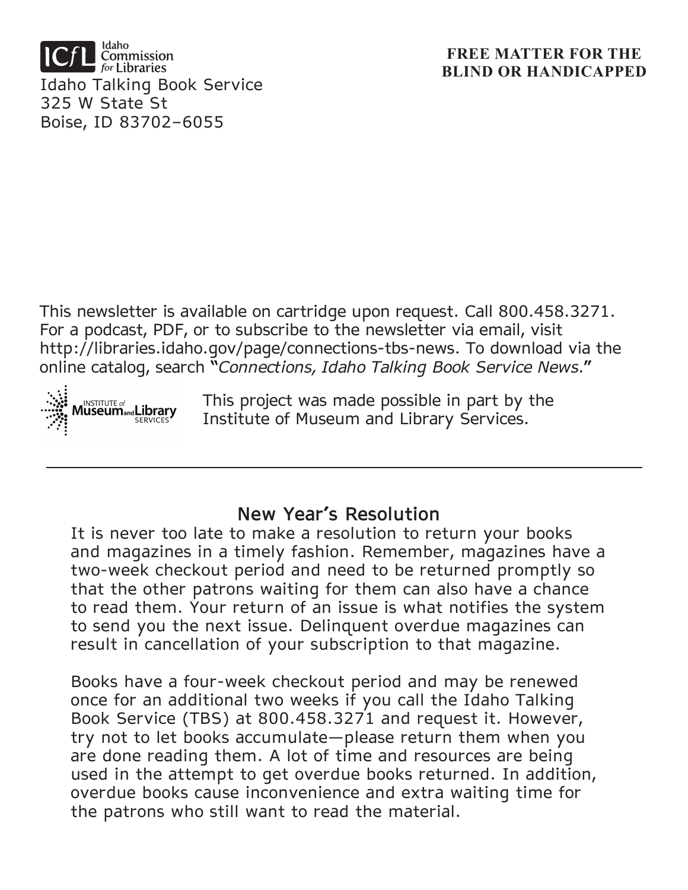Idaho Commission for Libraries

Idaho Talking Book Service
325 W State St
Boise, ID 83702-6055

**FREE MATTER FOR THE BLIND OR HANDICAPPED**

This newsletter is available on cartridge upon request. Call 800.458.3271. For a podcast, PDF, or to subscribe to the newsletter via email, visit http://libraries.idaho.gov/page/connections-tbs-news. To download via the online catalog, search **"***Connections, Idaho Talking Book Service News***."**

Institute of Museum and Library Services

This project was made possible in part by the Institute of Museum and Library Services.

---

## New Year's Resolution

It is never too late to make a resolution to return your books and magazines in a timely fashion. Remember, magazines have a two-week checkout period and need to be returned promptly so that the other patrons waiting for them can also have a chance to read them. Your return of an issue is what notifies the system to send you the next issue. Delinquent overdue magazines can result in cancellation of your subscription to that magazine.

Books have a four-week checkout period and may be renewed once for an additional two weeks if you call the Idaho Talking Book Service (TBS) at 800.458.3271 and request it. However, try not to let books accumulate—please return them when you are done reading them. A lot of time and resources are being used in the attempt to get overdue books returned. In addition, overdue books cause inconvenience and extra waiting time for the patrons who still want to read the material.